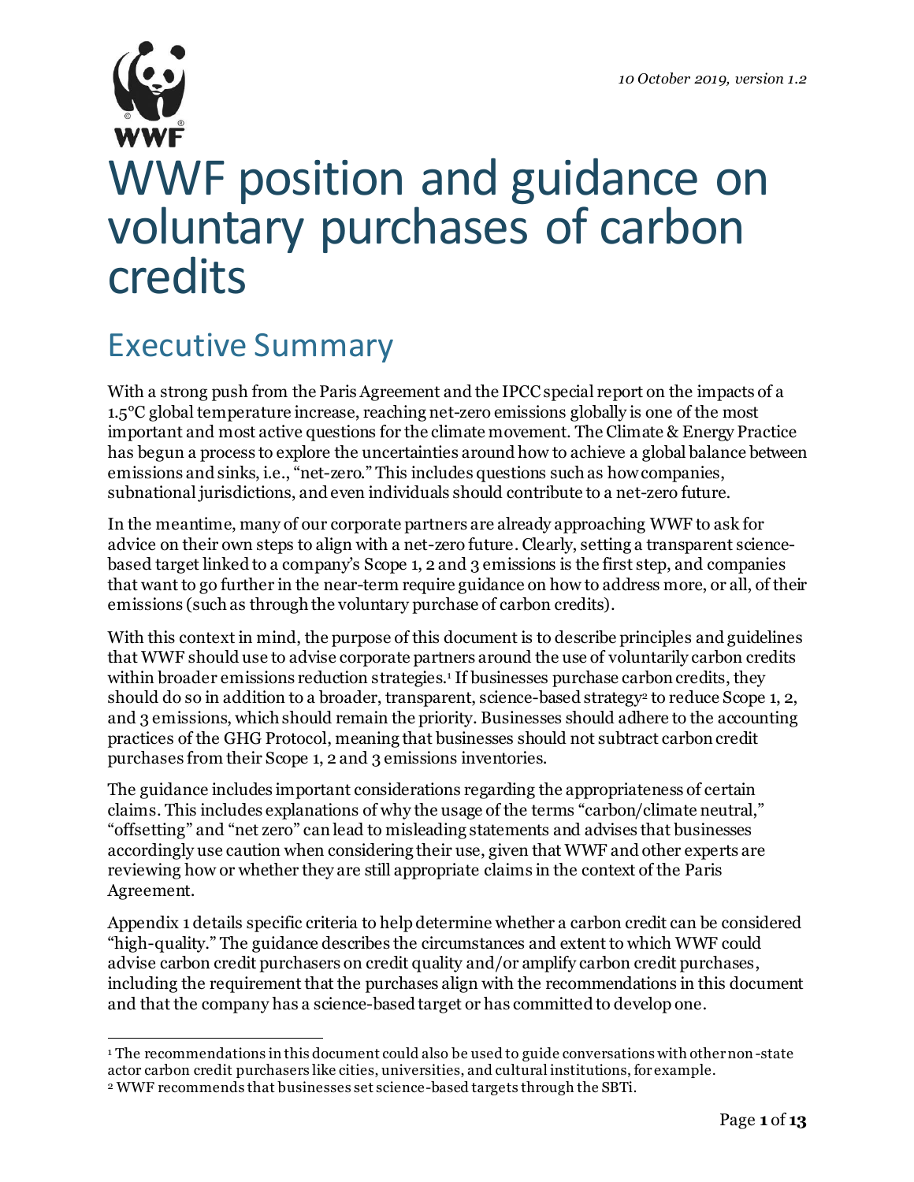*10 October 2019, version 1.2*

# WWF position and guidance on voluntary purchases of carbon credits

## Executive Summary

With a strong push from the Paris Agreement and the IPCC special report on the impacts of a 1.5°C global temperature increase, reaching net-zero emissions globally is one of the most important and most active questions for the climate movement. The Climate & Energy Practice has begun a process to explore the uncertainties around how to achieve a global balance between emissions and sinks, i.e., "net-zero." This includes questions such as how companies, subnational jurisdictions, and even individuals should contribute to a net-zero future.

In the meantime, many of our corporate partners are already approaching WWF to ask for advice on their own steps to align with a net-zero future. Clearly, setting a transparent science-based target linked to a company's Scope 1, 2 and 3 emissions is the first step, and companies that want to go further in the near-term require guidance on how to address more, or all, of their emissions (such as through the voluntary purchase of carbon credits).

With this context in mind, the purpose of this document is to describe principles and guidelines that WWF should use to advise corporate partners around the use of voluntarily carbon credits within broader emissions reduction strategies.[1] If businesses purchase carbon credits, they should do so in addition to a broader, transparent, science-based strategy[2] to reduce Scope 1, 2, and 3 emissions, which should remain the priority. Businesses should adhere to the accounting practices of the GHG Protocol, meaning that businesses should not subtract carbon credit purchases from their Scope 1, 2 and 3 emissions inventories.

The guidance includes important considerations regarding the appropriateness of certain claims. This includes explanations of why the usage of the terms "carbon/climate neutral," "offsetting" and "net zero" can lead to misleading statements and advises that businesses accordingly use caution when considering their use, given that WWF and other experts are reviewing how or whether they are still appropriate claims in the context of the Paris Agreement.

Appendix 1 details specific criteria to help determine whether a carbon credit can be considered "high-quality." The guidance describes the circumstances and extent to which WWF could advise carbon credit purchasers on credit quality and/or amplify carbon credit purchases, including the requirement that the purchases align with the recommendations in this document and that the company has a science-based target or has committed to develop one.

---

[1] The recommendations in this document could also be used to guide conversations with other non-state actor carbon credit purchasers like cities, universities, and cultural institutions, for example.

[2] WWF recommends that businesses set science-based targets through the SBTi.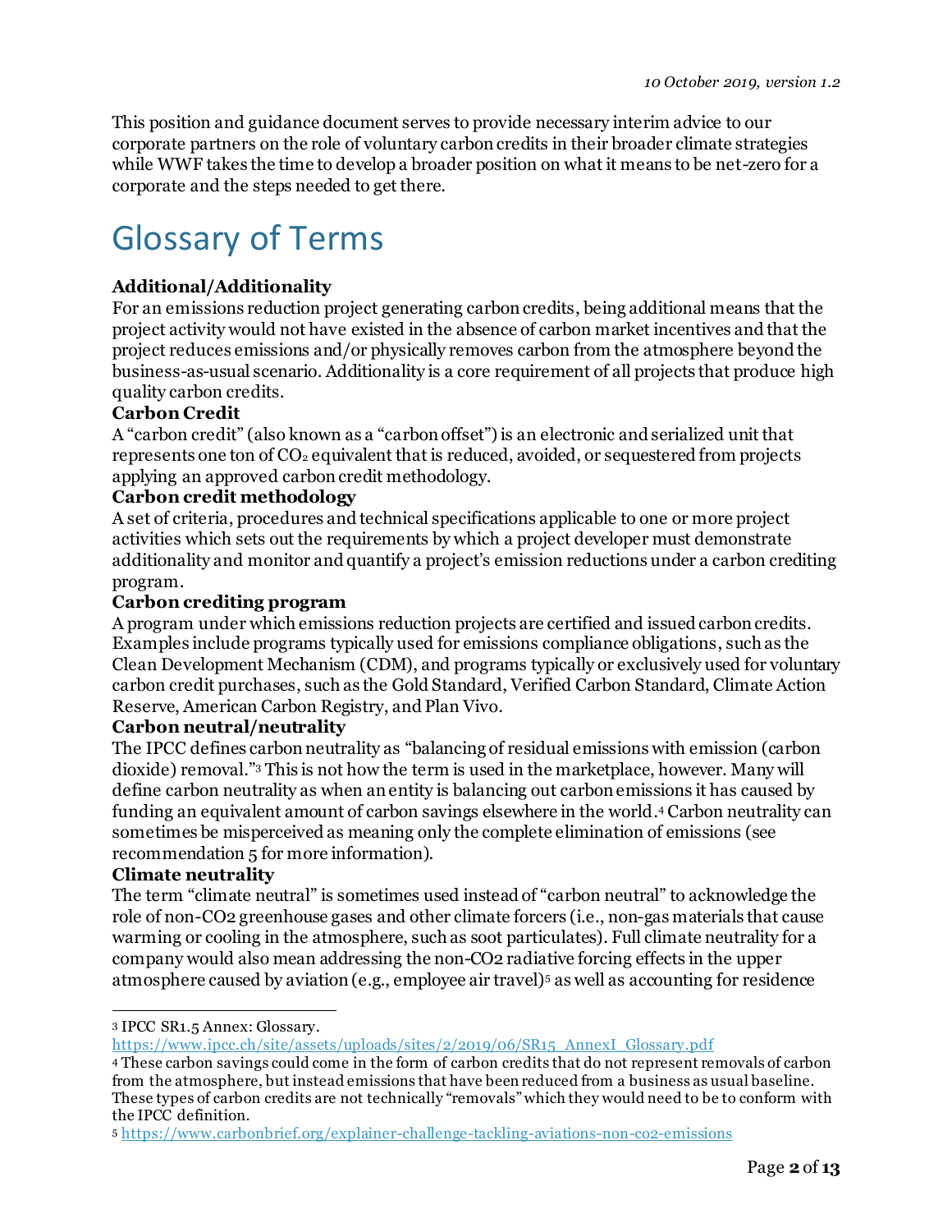This position and guidance document serves to provide necessary interim advice to our corporate partners on the role of voluntary carbon credits in their broader climate strategies while WWF takes the time to develop a broader position on what it means to be net-zero for a corporate and the steps needed to get there.

# Glossary of Terms

**Additional/Additionality**
For an emissions reduction project generating carbon credits, being additional means that the project activity would not have existed in the absence of carbon market incentives and that the project reduces emissions and/or physically removes carbon from the atmosphere beyond the business-as-usual scenario. Additionality is a core requirement of all projects that produce high quality carbon credits.

**Carbon Credit**
A "carbon credit" (also known as a "carbon offset") is an electronic and serialized unit that represents one ton of $CO_2$ equivalent that is reduced, avoided, or sequestered from projects applying an approved carbon credit methodology.

**Carbon credit methodology**
A set of criteria, procedures and technical specifications applicable to one or more project activities which sets out the requirements by which a project developer must demonstrate additionality and monitor and quantify a project's emission reductions under a carbon crediting program.

**Carbon crediting program**
A program under which emissions reduction projects are certified and issued carbon credits. Examples include programs typically used for emissions compliance obligations, such as the Clean Development Mechanism (CDM), and programs typically or exclusively used for voluntary carbon credit purchases, such as the Gold Standard, Verified Carbon Standard, Climate Action Reserve, American Carbon Registry, and Plan Vivo.

**Carbon neutral/neutrality**
The IPCC defines carbon neutrality as "balancing of residual emissions with emission (carbon dioxide) removal."[3] This is not how the term is used in the marketplace, however. Many will define carbon neutrality as when an entity is balancing out carbon emissions it has caused by funding an equivalent amount of carbon savings elsewhere in the world.[4] Carbon neutrality can sometimes be misperceived as meaning only the complete elimination of emissions (see recommendation 5 for more information).

**Climate neutrality**
The term "climate neutral" is sometimes used instead of "carbon neutral" to acknowledge the role of non-$CO_2$ greenhouse gases and other climate forcers (i.e., non-gas materials that cause warming or cooling in the atmosphere, such as soot particulates). Full climate neutrality for a company would also mean addressing the non-$CO_2$ radiative forcing effects in the upper atmosphere caused by aviation (e.g., employee air travel)[5] as well as accounting for residence

---

[3] IPCC SR1.5 Annex: Glossary. https://www.ipcc.ch/site/assets/uploads/sites/2/2019/06/SR15_AnnexI_Glossary.pdf

[4] These carbon savings could come in the form of carbon credits that do not represent removals of carbon from the atmosphere, but instead emissions that have been reduced from a business as usual baseline. These types of carbon credits are not technically "removals" which they would need to be to conform with the IPCC definition.

[5] https://www.carbonbrief.org/explainer-challenge-tackling-aviations-non-co2-emissions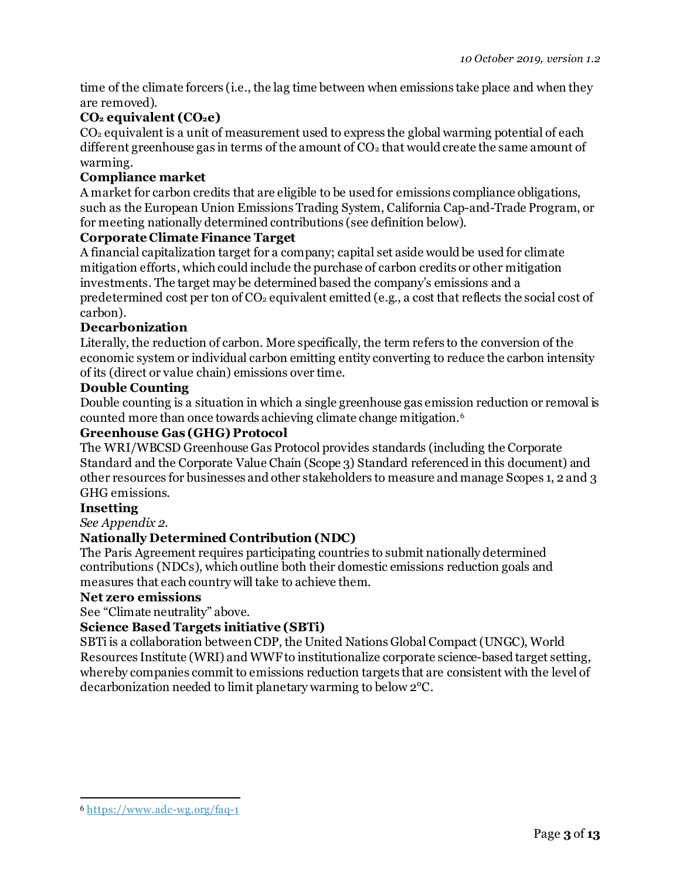time of the climate forcers (i.e., the lag time between when emissions take place and when they are removed).

**$CO_2$ equivalent ($CO_2e$)**

$CO_2$ equivalent is a unit of measurement used to express the global warming potential of each different greenhouse gas in terms of the amount of $CO_2$ that would create the same amount of warming.

**Compliance market**

A market for carbon credits that are eligible to be used for emissions compliance obligations, such as the European Union Emissions Trading System, California Cap-and-Trade Program, or for meeting nationally determined contributions (see definition below).

**Corporate Climate Finance Target**

A financial capitalization target for a company; capital set aside would be used for climate mitigation efforts, which could include the purchase of carbon credits or other mitigation investments. The target may be determined based the company's emissions and a predetermined cost per ton of $CO_2$ equivalent emitted (e.g., a cost that reflects the social cost of carbon).

**Decarbonization**

Literally, the reduction of carbon. More specifically, the term refers to the conversion of the economic system or individual carbon emitting entity converting to reduce the carbon intensity of its (direct or value chain) emissions over time.

**Double Counting**

Double counting is a situation in which a single greenhouse gas emission reduction or removal is counted more than once towards achieving climate change mitigation.[6]

**Greenhouse Gas (GHG) Protocol**

The WRI/WBCSD Greenhouse Gas Protocol provides standards (including the Corporate Standard and the Corporate Value Chain (Scope 3) Standard referenced in this document) and other resources for businesses and other stakeholders to measure and manage Scopes 1, 2 and 3 GHG emissions.

**Insetting**

*See Appendix 2.*

**Nationally Determined Contribution (NDC)**

The Paris Agreement requires participating countries to submit nationally determined contributions (NDCs), which outline both their domestic emissions reduction goals and measures that each country will take to achieve them.

**Net zero emissions**

See "Climate neutrality" above.

**Science Based Targets initiative (SBTi)**

SBTi is a collaboration between CDP, the United Nations Global Compact (UNGC), World Resources Institute (WRI) and WWF to institutionalize corporate science-based target setting, whereby companies commit to emissions reduction targets that are consistent with the level of decarbonization needed to limit planetary warming to below 2°C.

---

[6] https://www.adc-wg.org/faq-1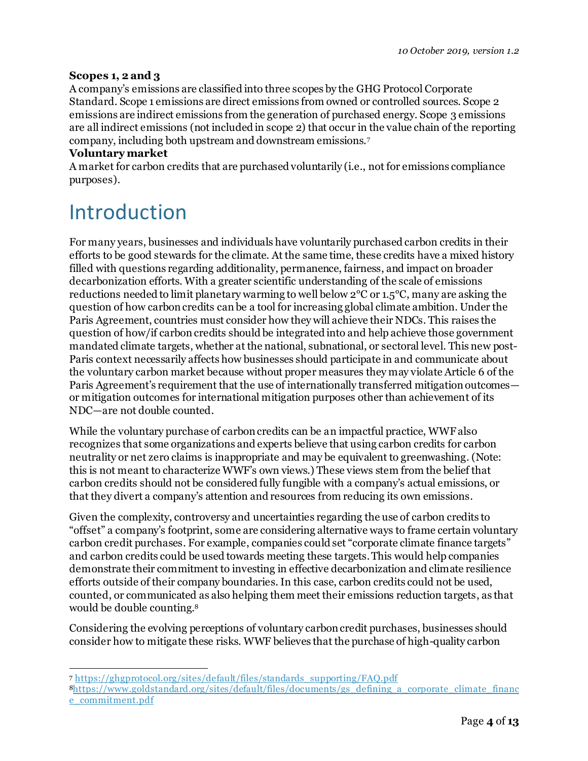**Scopes 1, 2 and 3**

A company's emissions are classified into three scopes by the GHG Protocol Corporate Standard. Scope 1 emissions are direct emissions from owned or controlled sources. Scope 2 emissions are indirect emissions from the generation of purchased energy. Scope 3 emissions are all indirect emissions (not included in scope 2) that occur in the value chain of the reporting company, including both upstream and downstream emissions.[7]

**Voluntary market**

A market for carbon credits that are purchased voluntarily (i.e., not for emissions compliance purposes).

# Introduction

For many years, businesses and individuals have voluntarily purchased carbon credits in their efforts to be good stewards for the climate. At the same time, these credits have a mixed history filled with questions regarding additionality, permanence, fairness, and impact on broader decarbonization efforts. With a greater scientific understanding of the scale of emissions reductions needed to limit planetary warming to well below 2°C or 1.5°C, many are asking the question of how carbon credits can be a tool for increasing global climate ambition. Under the Paris Agreement, countries must consider how they will achieve their NDCs. This raises the question of how/if carbon credits should be integrated into and help achieve those government mandated climate targets, whether at the national, subnational, or sectoral level. This new post-Paris context necessarily affects how businesses should participate in and communicate about the voluntary carbon market because without proper measures they may violate Article 6 of the Paris Agreement's requirement that the use of internationally transferred mitigation outcomes—or mitigation outcomes for international mitigation purposes other than achievement of its NDC—are not double counted.

While the voluntary purchase of carbon credits can be an impactful practice, WWF also recognizes that some organizations and experts believe that using carbon credits for carbon neutrality or net zero claims is inappropriate and may be equivalent to greenwashing. (Note: this is not meant to characterize WWF's own views.) These views stem from the belief that carbon credits should not be considered fully fungible with a company's actual emissions, or that they divert a company's attention and resources from reducing its own emissions.

Given the complexity, controversy and uncertainties regarding the use of carbon credits to "offset" a company's footprint, some are considering alternative ways to frame certain voluntary carbon credit purchases. For example, companies could set "corporate climate finance targets" and carbon credits could be used towards meeting these targets. This would help companies demonstrate their commitment to investing in effective decarbonization and climate resilience efforts outside of their company boundaries. In this case, carbon credits could not be used, counted, or communicated as also helping them meet their emissions reduction targets, as that would be double counting.[8]

Considering the evolving perceptions of voluntary carbon credit purchases, businesses should consider how to mitigate these risks. WWF believes that the purchase of high-quality carbon

---

[7] https://ghgprotocol.org/sites/default/files/standards_supporting/FAQ.pdf

[8] https://www.goldstandard.org/sites/default/files/documents/gs_defining_a_corporate_climate_finance_commitment.pdf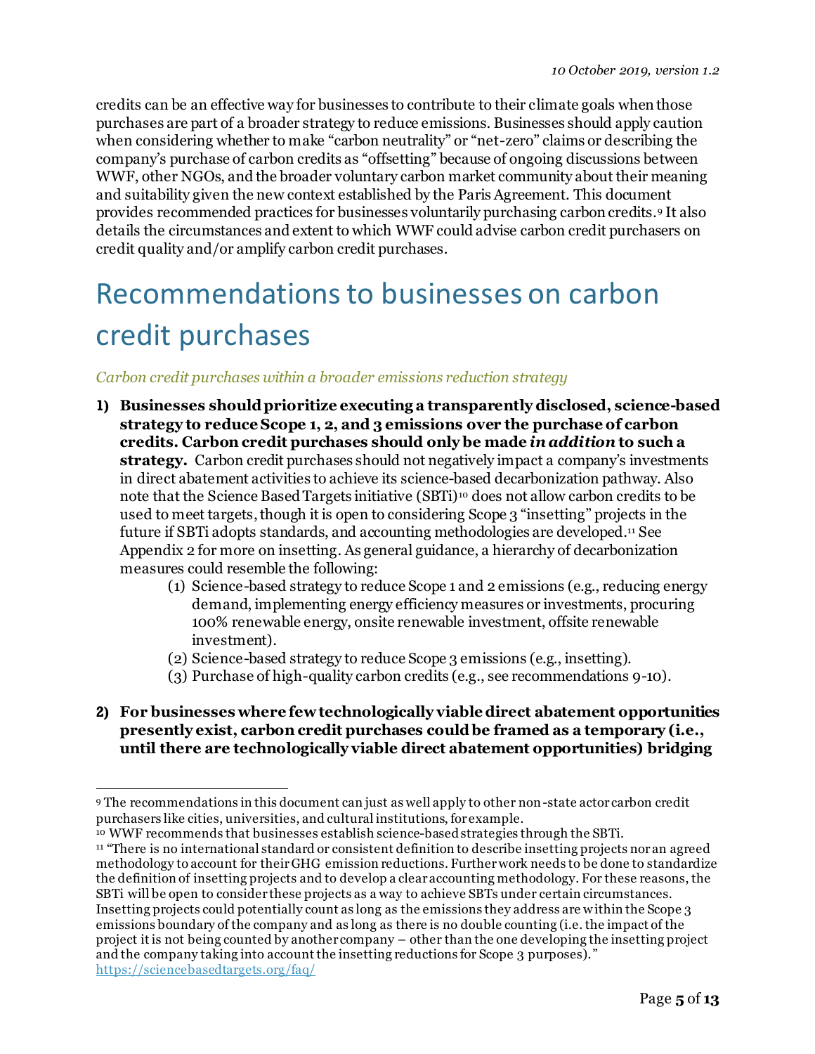credits can be an effective way for businesses to contribute to their climate goals when those purchases are part of a broader strategy to reduce emissions. Businesses should apply caution when considering whether to make "carbon neutrality" or "net-zero" claims or describing the company's purchase of carbon credits as "offsetting" because of ongoing discussions between WWF, other NGOs, and the broader voluntary carbon market community about their meaning and suitability given the new context established by the Paris Agreement. This document provides recommended practices for businesses voluntarily purchasing carbon credits.[9] It also details the circumstances and extent to which WWF could advise carbon credit purchasers on credit quality and/or amplify carbon credit purchases.

# Recommendations to businesses on carbon credit purchases

*Carbon credit purchases within a broader emissions reduction strategy*

1) **Businesses should prioritize executing a transparently disclosed, science-based strategy to reduce Scope 1, 2, and 3 emissions over the purchase of carbon credits. Carbon credit purchases should only be made *in addition* to such a strategy.** Carbon credit purchases should not negatively impact a company's investments in direct abatement activities to achieve its science-based decarbonization pathway. Also note that the Science Based Targets initiative (SBTi)[10] does not allow carbon credits to be used to meet targets, though it is open to considering Scope 3 "insetting" projects in the future if SBTi adopts standards, and accounting methodologies are developed.[11] See Appendix 2 for more on insetting. As general guidance, a hierarchy of decarbonization measures could resemble the following:
    (1) Science-based strategy to reduce Scope 1 and 2 emissions (e.g., reducing energy demand, implementing energy efficiency measures or investments, procuring 100% renewable energy, onsite renewable investment, offsite renewable investment).
    (2) Science-based strategy to reduce Scope 3 emissions (e.g., insetting).
    (3) Purchase of high-quality carbon credits (e.g., see recommendations 9-10).

2) **For businesses where few technologically viable direct abatement opportunities presently exist, carbon credit purchases could be framed as a temporary (i.e., until there are technologically viable direct abatement opportunities) bridging**

---

[9] The recommendations in this document can just as well apply to other non-state actor carbon credit purchasers like cities, universities, and cultural institutions, for example.

[10] WWF recommends that businesses establish science-based strategies through the SBTi.

[11] "There is no international standard or consistent definition to describe insetting projects nor an agreed methodology to account for their GHG emission reductions. Further work needs to be done to standardize the definition of insetting projects and to develop a clear accounting methodology. For these reasons, the SBTi will be open to consider these projects as a way to achieve SBTs under certain circumstances. Insetting projects could potentially count as long as the emissions they address are within the Scope 3 emissions boundary of the company and as long as there is no double counting (i.e. the impact of the project it is not being counted by another company – other than the one developing the insetting project and the company taking into account the insetting reductions for Scope 3 purposes)." https://sciencebasedtargets.org/faq/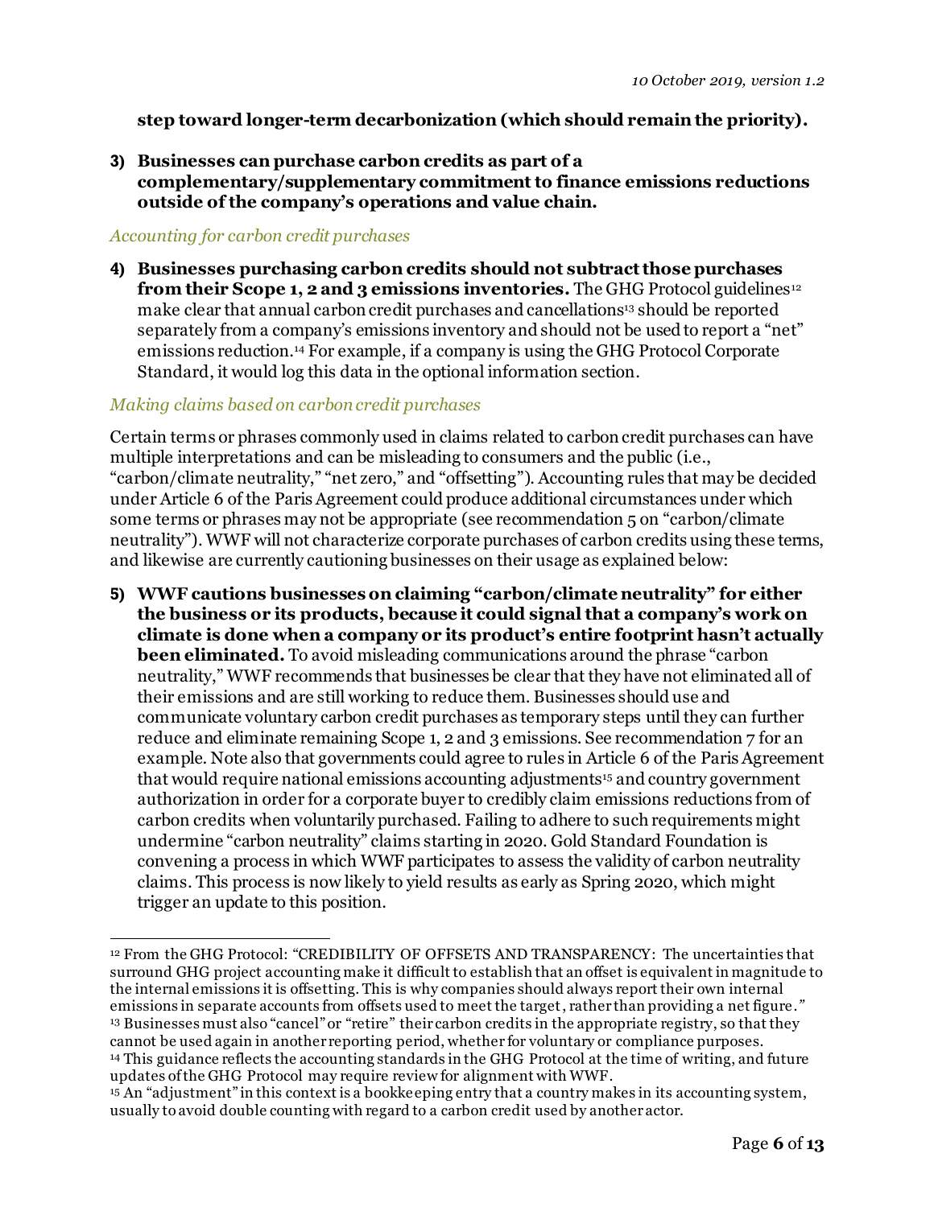**step toward longer-term decarbonization (which should remain the priority).**

3) **Businesses can purchase carbon credits as part of a complementary/supplementary commitment to finance emissions reductions outside of the company's operations and value chain.**

*Accounting for carbon credit purchases*

4) **Businesses purchasing carbon credits should not subtract those purchases from their Scope 1, 2 and 3 emissions inventories.** The GHG Protocol guidelines[12] make clear that annual carbon credit purchases and cancellations[13] should be reported separately from a company's emissions inventory and should not be used to report a "net" emissions reduction.[14] For example, if a company is using the GHG Protocol Corporate Standard, it would log this data in the optional information section.

*Making claims based on carbon credit purchases*

Certain terms or phrases commonly used in claims related to carbon credit purchases can have multiple interpretations and can be misleading to consumers and the public (i.e., "carbon/climate neutrality," "net zero," and "offsetting"). Accounting rules that may be decided under Article 6 of the Paris Agreement could produce additional circumstances under which some terms or phrases may not be appropriate (see recommendation 5 on "carbon/climate neutrality"). WWF will not characterize corporate purchases of carbon credits using these terms, and likewise are currently cautioning businesses on their usage as explained below:

5) **WWF cautions businesses on claiming "carbon/climate neutrality" for either the business or its products, because it could signal that a company's work on climate is done when a company or its product's entire footprint hasn't actually been eliminated.** To avoid misleading communications around the phrase "carbon neutrality," WWF recommends that businesses be clear that they have not eliminated all of their emissions and are still working to reduce them. Businesses should use and communicate voluntary carbon credit purchases as temporary steps until they can further reduce and eliminate remaining Scope 1, 2 and 3 emissions. See recommendation 7 for an example. Note also that governments could agree to rules in Article 6 of the Paris Agreement that would require national emissions accounting adjustments[15] and country government authorization in order for a corporate buyer to credibly claim emissions reductions from of carbon credits when voluntarily purchased. Failing to adhere to such requirements might undermine "carbon neutrality" claims starting in 2020. Gold Standard Foundation is convening a process in which WWF participates to assess the validity of carbon neutrality claims. This process is now likely to yield results as early as Spring 2020, which might trigger an update to this position.

---

[12] From the GHG Protocol: "CREDIBILITY OF OFFSETS AND TRANSPARENCY: The uncertainties that surround GHG project accounting make it difficult to establish that an offset is equivalent in magnitude to the internal emissions it is offsetting. This is why companies should always report their own internal emissions in separate accounts from offsets used to meet the target, rather than providing a net figure."

[13] Businesses must also "cancel" or "retire" their carbon credits in the appropriate registry, so that they cannot be used again in another reporting period, whether for voluntary or compliance purposes.

[14] This guidance reflects the accounting standards in the GHG Protocol at the time of writing, and future updates of the GHG Protocol may require review for alignment with WWF.

[15] An "adjustment" in this context is a bookkeeping entry that a country makes in its accounting system, usually to avoid double counting with regard to a carbon credit used by another actor.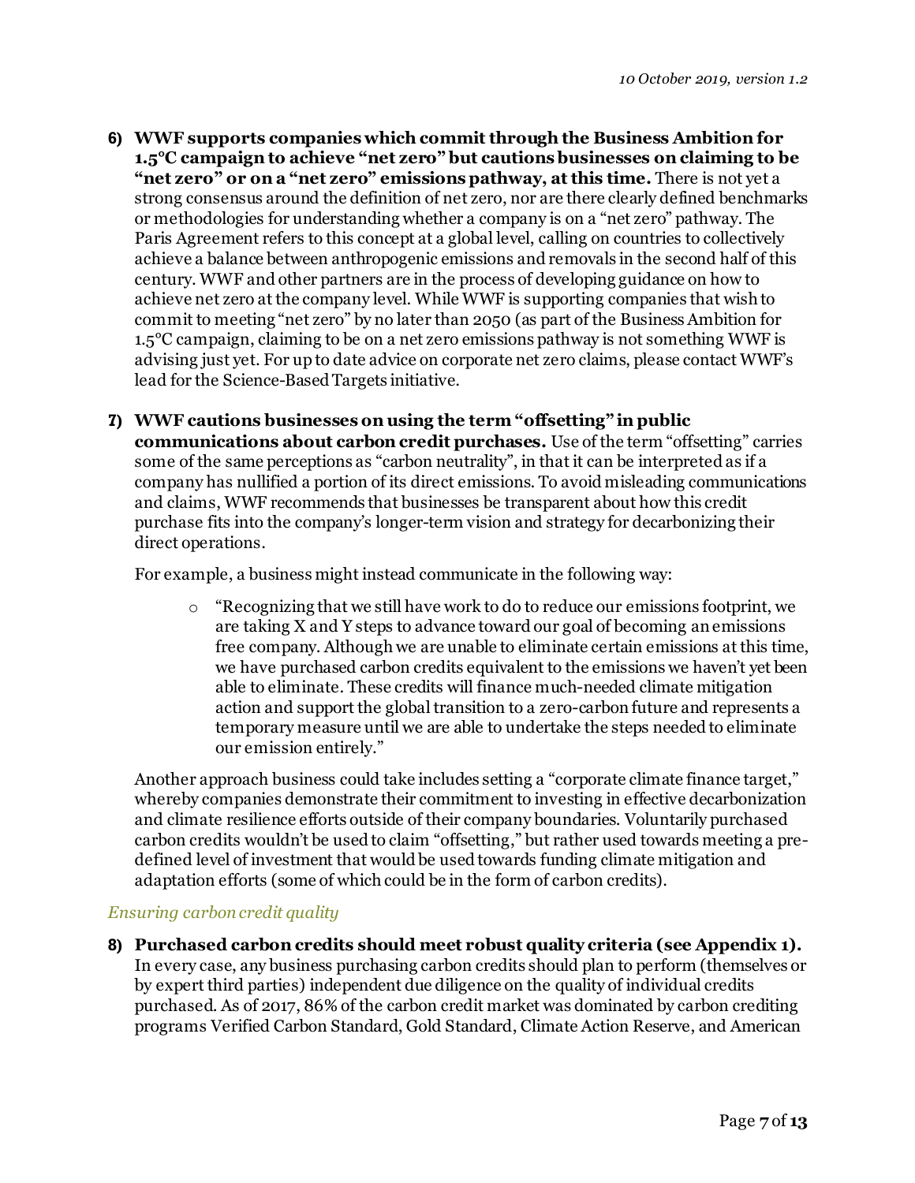6) **WWF supports companies which commit through the Business Ambition for 1.5°C campaign to achieve "net zero" but cautions businesses on claiming to be "net zero" or on a "net zero" emissions pathway, at this time.** There is not yet a strong consensus around the definition of net zero, nor are there clearly defined benchmarks or methodologies for understanding whether a company is on a "net zero" pathway. The Paris Agreement refers to this concept at a global level, calling on countries to collectively achieve a balance between anthropogenic emissions and removals in the second half of this century. WWF and other partners are in the process of developing guidance on how to achieve net zero at the company level. While WWF is supporting companies that wish to commit to meeting "net zero" by no later than 2050 (as part of the Business Ambition for 1.5°C campaign, claiming to be on a net zero emissions pathway is not something WWF is advising just yet. For up to date advice on corporate net zero claims, please contact WWF's lead for the Science-Based Targets initiative.

7) **WWF cautions businesses on using the term "offsetting" in public communications about carbon credit purchases.** Use of the term "offsetting" carries some of the same perceptions as "carbon neutrality", in that it can be interpreted as if a company has nullified a portion of its direct emissions. To avoid misleading communications and claims, WWF recommends that businesses be transparent about how this credit purchase fits into the company's longer-term vision and strategy for decarbonizing their direct operations.

   For example, a business might instead communicate in the following way:

   - "Recognizing that we still have work to do to reduce our emissions footprint, we are taking X and Y steps to advance toward our goal of becoming an emissions free company. Although we are unable to eliminate certain emissions at this time, we have purchased carbon credits equivalent to the emissions we haven't yet been able to eliminate. These credits will finance much-needed climate mitigation action and support the global transition to a zero-carbon future and represents a temporary measure until we are able to undertake the steps needed to eliminate our emission entirely."

   Another approach business could take includes setting a "corporate climate finance target," whereby companies demonstrate their commitment to investing in effective decarbonization and climate resilience efforts outside of their company boundaries. Voluntarily purchased carbon credits wouldn't be used to claim "offsetting," but rather used towards meeting a pre-defined level of investment that would be used towards funding climate mitigation and adaptation efforts (some of which could be in the form of carbon credits).

*Ensuring carbon credit quality*

8) **Purchased carbon credits should meet robust quality criteria (see Appendix 1).** In every case, any business purchasing carbon credits should plan to perform (themselves or by expert third parties) independent due diligence on the quality of individual credits purchased. As of 2017, 86% of the carbon credit market was dominated by carbon crediting programs Verified Carbon Standard, Gold Standard, Climate Action Reserve, and American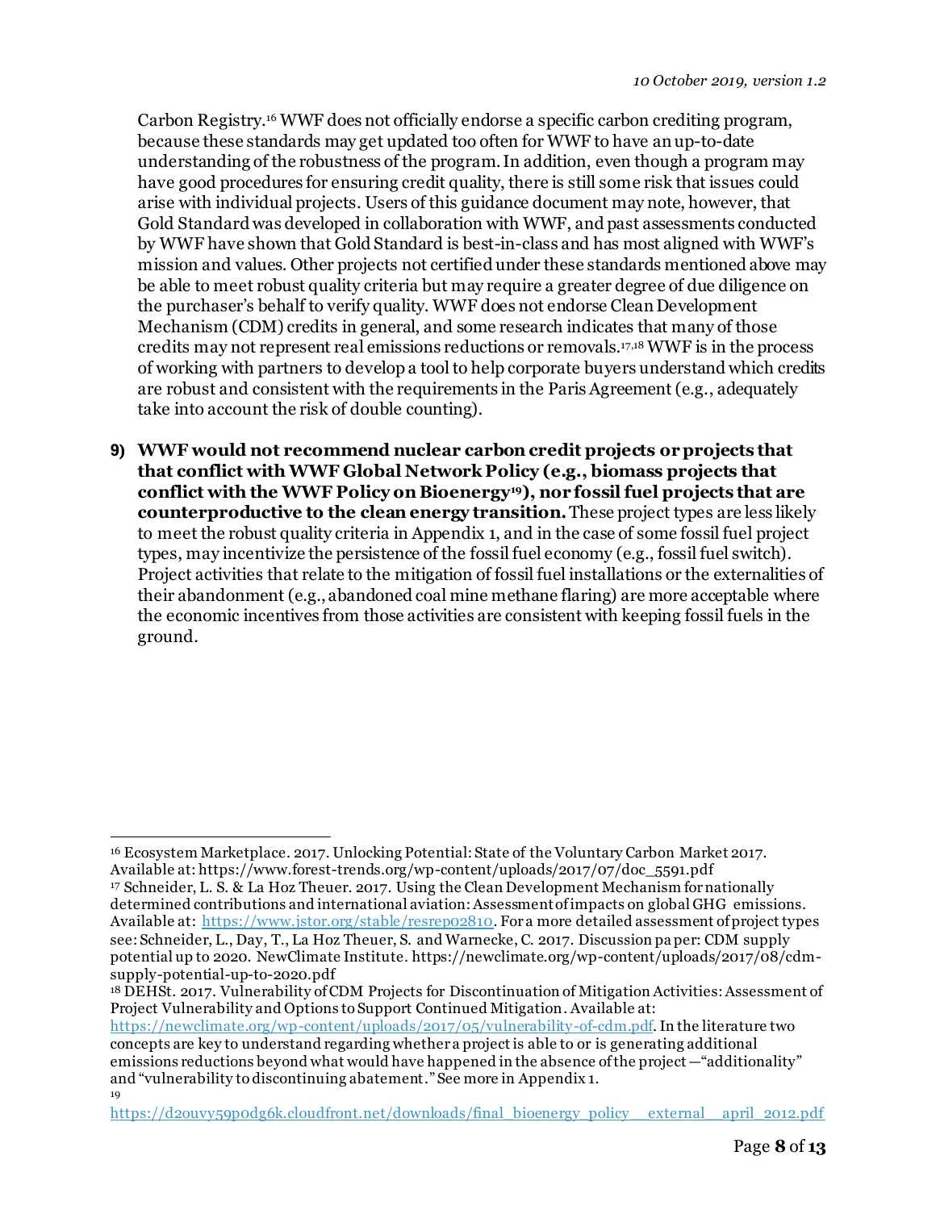Carbon Registry.[16] WWF does not officially endorse a specific carbon crediting program, because these standards may get updated too often for WWF to have an up-to-date understanding of the robustness of the program. In addition, even though a program may have good procedures for ensuring credit quality, there is still some risk that issues could arise with individual projects. Users of this guidance document may note, however, that Gold Standard was developed in collaboration with WWF, and past assessments conducted by WWF have shown that Gold Standard is best-in-class and has most aligned with WWF's mission and values. Other projects not certified under these standards mentioned above may be able to meet robust quality criteria but may require a greater degree of due diligence on the purchaser's behalf to verify quality. WWF does not endorse Clean Development Mechanism (CDM) credits in general, and some research indicates that many of those credits may not represent real emissions reductions or removals.[17,18] WWF is in the process of working with partners to develop a tool to help corporate buyers understand which credits are robust and consistent with the requirements in the Paris Agreement (e.g., adequately take into account the risk of double counting).

9) **WWF would not recommend nuclear carbon credit projects or projects that that conflict with WWF Global Network Policy (e.g., biomass projects that conflict with the WWF Policy on Bioenergy[19]), nor fossil fuel projects that are counterproductive to the clean energy transition.** These project types are less likely to meet the robust quality criteria in Appendix 1, and in the case of some fossil fuel project types, may incentivize the persistence of the fossil fuel economy (e.g., fossil fuel switch). Project activities that relate to the mitigation of fossil fuel installations or the externalities of their abandonment (e.g., abandoned coal mine methane flaring) are more acceptable where the economic incentives from those activities are consistent with keeping fossil fuels in the ground.

---

[16] Ecosystem Marketplace. 2017. Unlocking Potential: State of the Voluntary Carbon Market 2017. Available at: https://www.forest-trends.org/wp-content/uploads/2017/07/doc_5591.pdf

[17] Schneider, L. S. & La Hoz Theuer. 2017. Using the Clean Development Mechanism for nationally determined contributions and international aviation: Assessment of impacts on global GHG emissions. Available at: https://www.jstor.org/stable/resrep02810. For a more detailed assessment of project types see: Schneider, L., Day, T., La Hoz Theuer, S. and Warnecke, C. 2017. Discussion paper: CDM supply potential up to 2020. NewClimate Institute. https://newclimate.org/wp-content/uploads/2017/08/cdm-supply-potential-up-to-2020.pdf

[18] DEHSt. 2017. Vulnerability of CDM Projects for Discontinuation of Mitigation Activities: Assessment of Project Vulnerability and Options to Support Continued Mitigation. Available at: https://newclimate.org/wp-content/uploads/2017/05/vulnerability-of-cdm.pdf. In the literature two concepts are key to understand regarding whether a project is able to or is generating additional emissions reductions beyond what would have happened in the absence of the project—"additionality" and "vulnerability to discontinuing abatement." See more in Appendix 1.

[19] https://d2ouvy59p0dg6k.cloudfront.net/downloads/final_bioenergy_policy__external__april_2012.pdf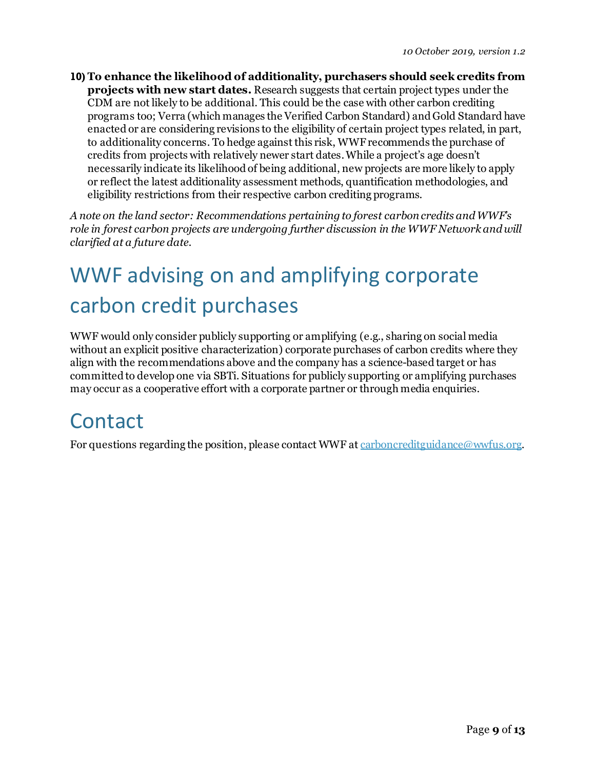10) **To enhance the likelihood of additionality, purchasers should seek credits from projects with new start dates.** Research suggests that certain project types under the CDM are not likely to be additional. This could be the case with other carbon crediting programs too; Verra (which manages the Verified Carbon Standard) and Gold Standard have enacted or are considering revisions to the eligibility of certain project types related, in part, to additionality concerns. To hedge against this risk, WWF recommends the purchase of credits from projects with relatively newer start dates. While a project's age doesn't necessarily indicate its likelihood of being additional, new projects are more likely to apply or reflect the latest additionality assessment methods, quantification methodologies, and eligibility restrictions from their respective carbon crediting programs.

*A note on the land sector: Recommendations pertaining to forest carbon credits and WWF's role in forest carbon projects are undergoing further discussion in the WWF Network and will clarified at a future date.*

# WWF advising on and amplifying corporate carbon credit purchases

WWF would only consider publicly supporting or amplifying (e.g., sharing on social media without an explicit positive characterization) corporate purchases of carbon credits where they align with the recommendations above and the company has a science-based target or has committed to develop one via SBTi. Situations for publicly supporting or amplifying purchases may occur as a cooperative effort with a corporate partner or through media enquiries.

# Contact

For questions regarding the position, please contact WWF at carboncreditguidance@wwfus.org.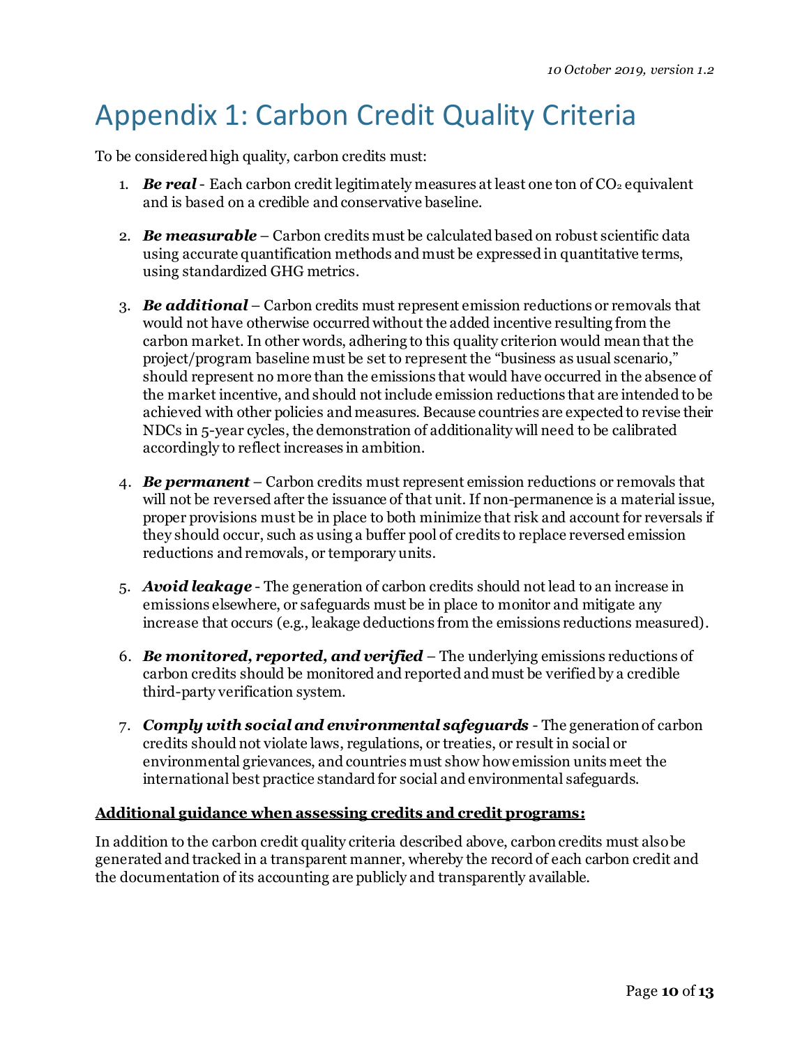# Appendix 1: Carbon Credit Quality Criteria

To be considered high quality, carbon credits must:

1. ***Be real*** - Each carbon credit legitimately measures at least one ton of $CO_2$ equivalent and is based on a credible and conservative baseline.

2. ***Be measurable*** – Carbon credits must be calculated based on robust scientific data using accurate quantification methods and must be expressed in quantitative terms, using standardized GHG metrics.

3. ***Be additional*** – Carbon credits must represent emission reductions or removals that would not have otherwise occurred without the added incentive resulting from the carbon market. In other words, adhering to this quality criterion would mean that the project/program baseline must be set to represent the "business as usual scenario," should represent no more than the emissions that would have occurred in the absence of the market incentive, and should not include emission reductions that are intended to be achieved with other policies and measures. Because countries are expected to revise their NDCs in 5-year cycles, the demonstration of additionality will need to be calibrated accordingly to reflect increases in ambition.

4. ***Be permanent*** – Carbon credits must represent emission reductions or removals that will not be reversed after the issuance of that unit. If non-permanence is a material issue, proper provisions must be in place to both minimize that risk and account for reversals if they should occur, such as using a buffer pool of credits to replace reversed emission reductions and removals, or temporary units.

5. ***Avoid leakage*** - The generation of carbon credits should not lead to an increase in emissions elsewhere, or safeguards must be in place to monitor and mitigate any increase that occurs (e.g., leakage deductions from the emissions reductions measured).

6. ***Be monitored, reported, and verified*** – The underlying emissions reductions of carbon credits should be monitored and reported and must be verified by a credible third-party verification system.

7. ***Comply with social and environmental safeguards*** - The generation of carbon credits should not violate laws, regulations, or treaties, or result in social or environmental grievances, and countries must show how emission units meet the international best practice standard for social and environmental safeguards.

**Additional guidance when assessing credits and credit programs:**

In addition to the carbon credit quality criteria described above, carbon credits must also be generated and tracked in a transparent manner, whereby the record of each carbon credit and the documentation of its accounting are publicly and transparently available.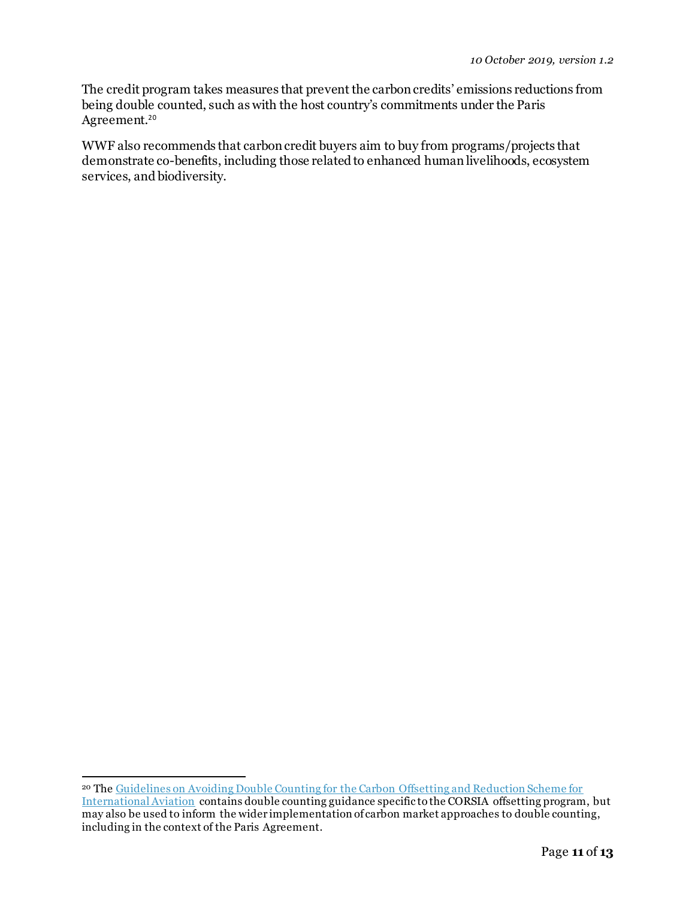The credit program takes measures that prevent the carbon credits' emissions reductions from being double counted, such as with the host country's commitments under the Paris Agreement.[20]

WWF also recommends that carbon credit buyers aim to buy from programs/projects that demonstrate co-benefits, including those related to enhanced human livelihoods, ecosystem services, and biodiversity.

---

[20] The Guidelines on Avoiding Double Counting for the Carbon Offsetting and Reduction Scheme for International Aviation contains double counting guidance specific to the CORSIA offsetting program, but may also be used to inform the wider implementation of carbon market approaches to double counting, including in the context of the Paris Agreement.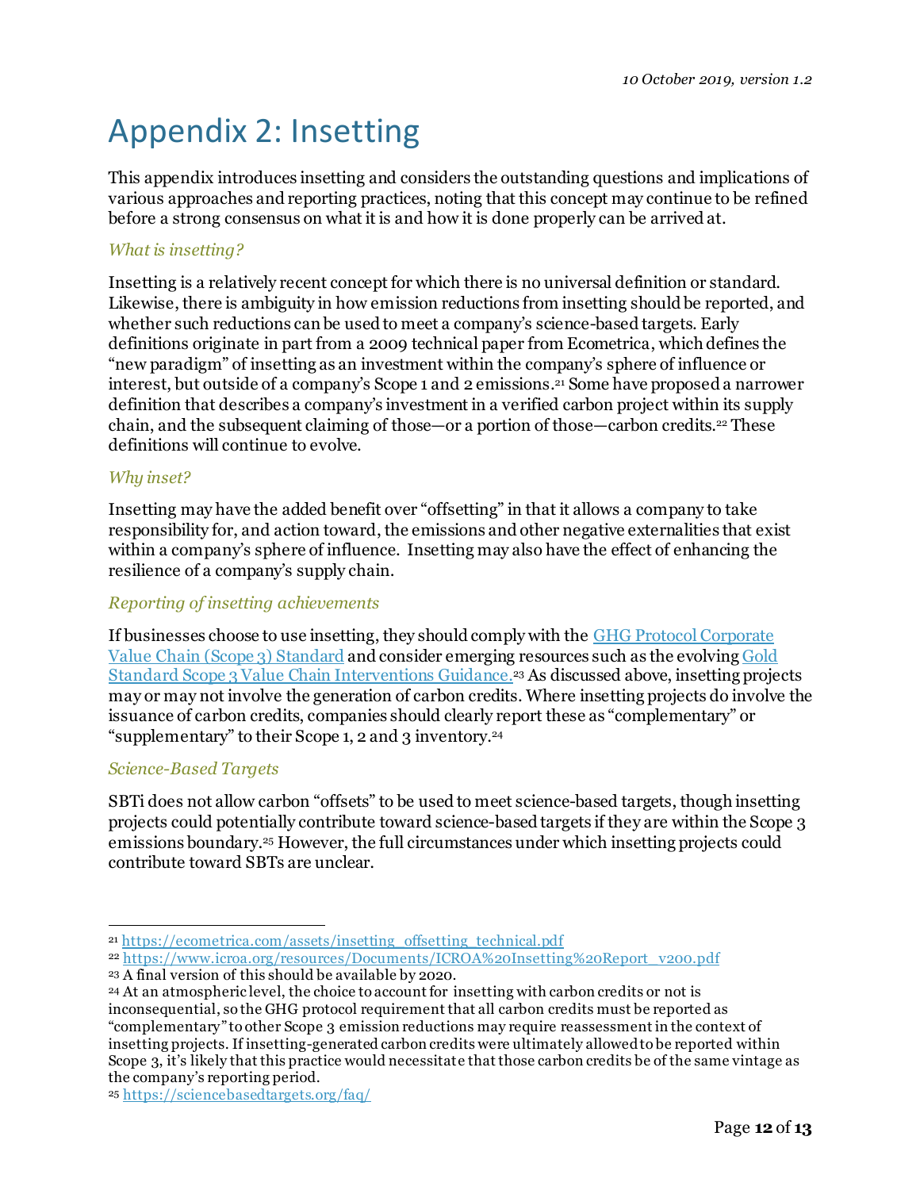# Appendix 2: Insetting

This appendix introduces insetting and considers the outstanding questions and implications of various approaches and reporting practices, noting that this concept may continue to be refined before a strong consensus on what it is and how it is done properly can be arrived at.

### *What is insetting?*

Insetting is a relatively recent concept for which there is no universal definition or standard. Likewise, there is ambiguity in how emission reductions from insetting should be reported, and whether such reductions can be used to meet a company's science-based targets. Early definitions originate in part from a 2009 technical paper from Ecometrica, which defines the "new paradigm" of insetting as an investment within the company's sphere of influence or interest, but outside of a company's Scope 1 and 2 emissions.[21] Some have proposed a narrower definition that describes a company's investment in a verified carbon project within its supply chain, and the subsequent claiming of those—or a portion of those—carbon credits.[22] These definitions will continue to evolve.

### *Why inset?*

Insetting may have the added benefit over "offsetting" in that it allows a company to take responsibility for, and action toward, the emissions and other negative externalities that exist within a company's sphere of influence. Insetting may also have the effect of enhancing the resilience of a company's supply chain.

### *Reporting of insetting achievements*

If businesses choose to use insetting, they should comply with the GHG Protocol Corporate Value Chain (Scope 3) Standard and consider emerging resources such as the evolving Gold Standard Scope 3 Value Chain Interventions Guidance.[23] As discussed above, insetting projects may or may not involve the generation of carbon credits. Where insetting projects do involve the issuance of carbon credits, companies should clearly report these as "complementary" or "supplementary" to their Scope 1, 2 and 3 inventory.[24]

### *Science-Based Targets*

SBTi does not allow carbon "offsets" to be used to meet science-based targets, though insetting projects could potentially contribute toward science-based targets if they are within the Scope 3 emissions boundary.[25] However, the full circumstances under which insetting projects could contribute toward SBTs are unclear.

---

[21] https://ecometrica.com/assets/insetting_offsetting_technical.pdf

[22] https://www.icroa.org/resources/Documents/ICROA%20Insetting%20Report_v200.pdf

[23] A final version of this should be available by 2020.

[24] At an atmospheric level, the choice to account for insetting with carbon credits or not is inconsequential, so the GHG protocol requirement that all carbon credits must be reported as "complementary" to other Scope 3 emission reductions may require reassessment in the context of insetting projects. If insetting-generated carbon credits were ultimately allowed to be reported within Scope 3, it's likely that this practice would necessitate that those carbon credits be of the same vintage as the company's reporting period.

[25] https://sciencebasedtargets.org/faq/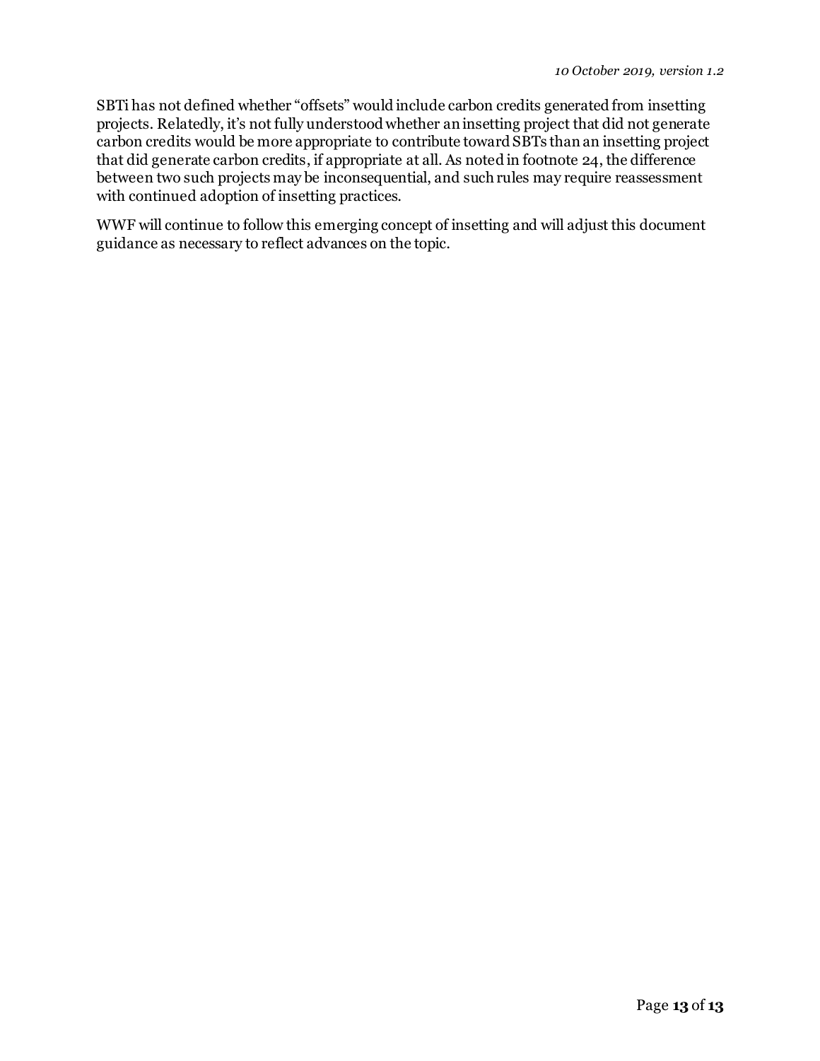SBTi has not defined whether "offsets" would include carbon credits generated from insetting projects. Relatedly, it's not fully understood whether an insetting project that did not generate carbon credits would be more appropriate to contribute toward SBTs than an insetting project that did generate carbon credits, if appropriate at all. As noted in footnote 24, the difference between two such projects may be inconsequential, and such rules may require reassessment with continued adoption of insetting practices.

WWF will continue to follow this emerging concept of insetting and will adjust this document guidance as necessary to reflect advances on the topic.